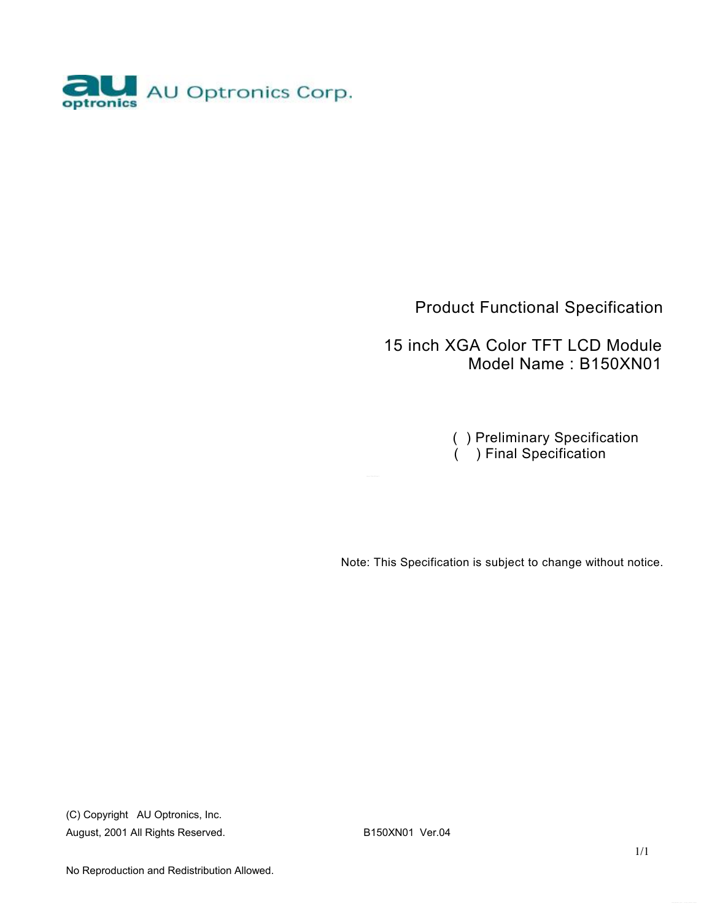AU Optronics Corp.

# Product Functional Specification

## 15 inch XGA Color TFT LCD Module
## Model Name : B150XN01

( ) Preliminary Specification
( ) Final Specification

Note: This Specification is subject to change without notice.

(C) Copyright AU Optronics, Inc.
August, 2001 All Rights Reserved.

B150XN01 Ver.04

No Reproduction and Redistribution Allowed.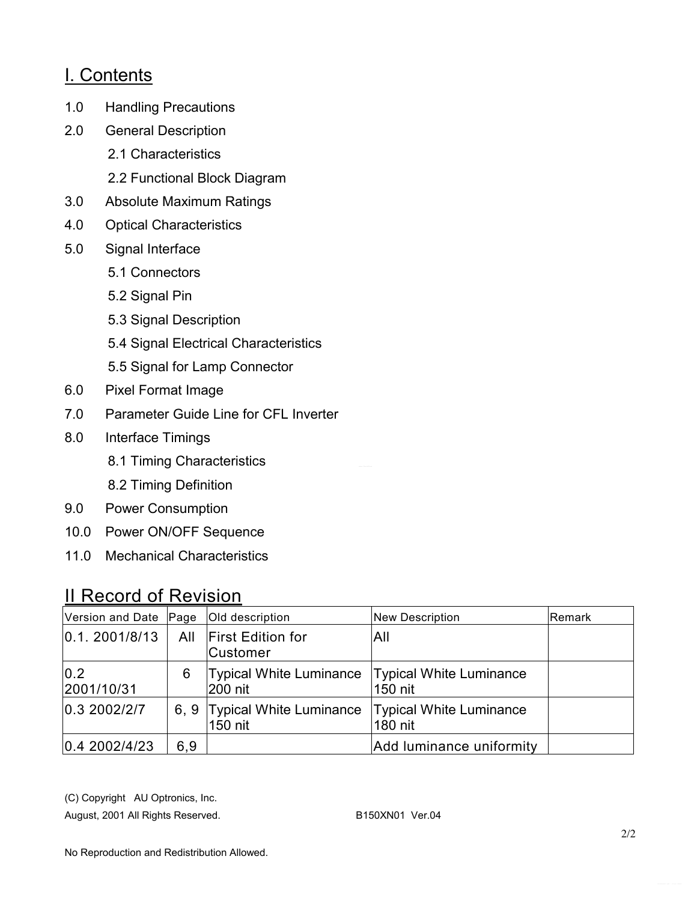## I. Contents

1.0 Handling Precautions

2.0 General Description

- 2.1 Characteristics
- 2.2 Functional Block Diagram

3.0 Absolute Maximum Ratings

4.0 Optical Characteristics

5.0 Signal Interface

- 5.1 Connectors
- 5.2 Signal Pin
- 5.3 Signal Description
- 5.4 Signal Electrical Characteristics
- 5.5 Signal for Lamp Connector

6.0 Pixel Format Image

7.0 Parameter Guide Line for CFL Inverter

8.0 Interface Timings

- 8.1 Timing Characteristics
- 8.2 Timing Definition

9.0 Power Consumption

10.0 Power ON/OFF Sequence

11.0 Mechanical Characteristics

## II Record of Revision

| Version and Date | Page | Old description | New Description | Remark |
|---|---|---|---|---|
| 0.1. 2001/8/13 | All | First Edition for Customer | All | |
| 0.2 2001/10/31 | 6 | Typical White Luminance 200 nit | Typical White Luminance 150 nit | |
| 0.3 2002/2/7 | 6, 9 | Typical White Luminance 150 nit | Typical White Luminance 180 nit | |
| 0.4 2002/4/23 | 6,9 | | Add luminance uniformity | |

(C) Copyright AU Optronics, Inc.

August, 2001 All Rights Reserved. B150XN01 Ver.04

No Reproduction and Redistribution Allowed.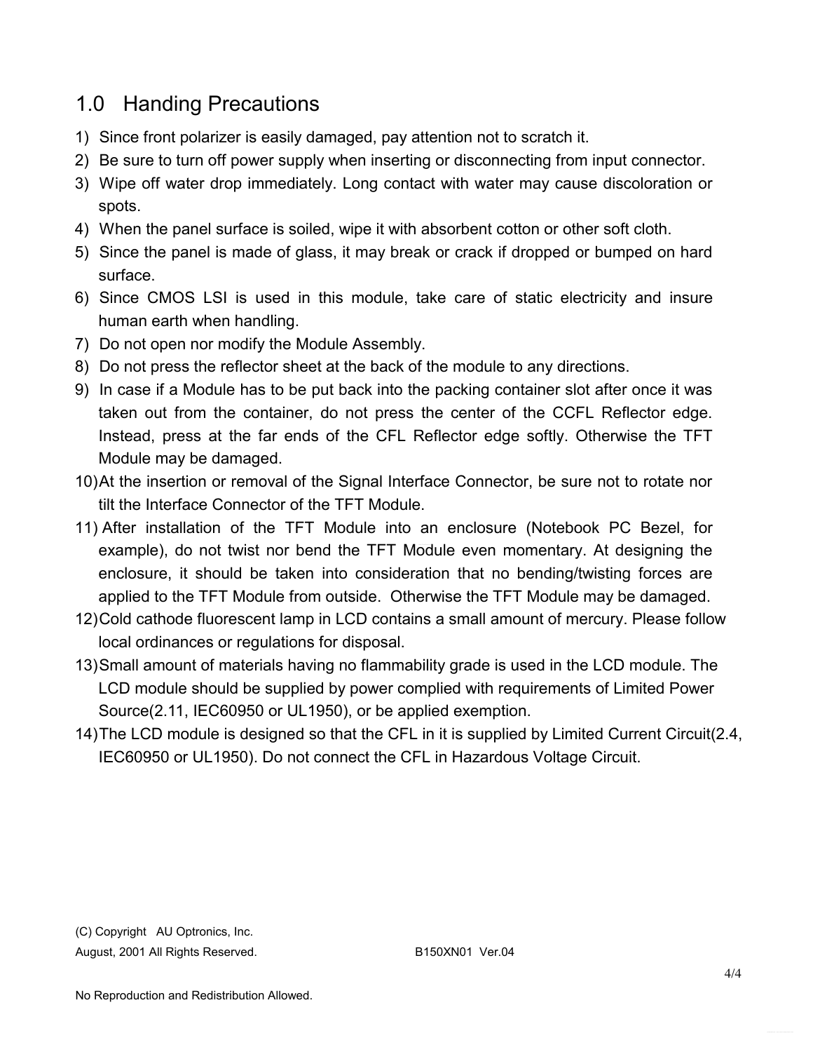## 1.0 Handing Precautions

1) Since front polarizer is easily damaged, pay attention not to scratch it.
2) Be sure to turn off power supply when inserting or disconnecting from input connector.
3) Wipe off water drop immediately. Long contact with water may cause discoloration or spots.
4) When the panel surface is soiled, wipe it with absorbent cotton or other soft cloth.
5) Since the panel is made of glass, it may break or crack if dropped or bumped on hard surface.
6) Since CMOS LSI is used in this module, take care of static electricity and insure human earth when handling.
7) Do not open nor modify the Module Assembly.
8) Do not press the reflector sheet at the back of the module to any directions.
9) In case if a Module has to be put back into the packing container slot after once it was taken out from the container, do not press the center of the CCFL Reflector edge. Instead, press at the far ends of the CFL Reflector edge softly. Otherwise the TFT Module may be damaged.
10) At the insertion or removal of the Signal Interface Connector, be sure not to rotate nor tilt the Interface Connector of the TFT Module.
11) After installation of the TFT Module into an enclosure (Notebook PC Bezel, for example), do not twist nor bend the TFT Module even momentary. At designing the enclosure, it should be taken into consideration that no bending/twisting forces are applied to the TFT Module from outside. Otherwise the TFT Module may be damaged.
12) Cold cathode fluorescent lamp in LCD contains a small amount of mercury. Please follow local ordinances or regulations for disposal.
13) Small amount of materials having no flammability grade is used in the LCD module. The LCD module should be supplied by power complied with requirements of Limited Power Source(2.11, IEC60950 or UL1950), or be applied exemption.
14) The LCD module is designed so that the CFL in it is supplied by Limited Current Circuit(2.4, IEC60950 or UL1950). Do not connect the CFL in Hazardous Voltage Circuit.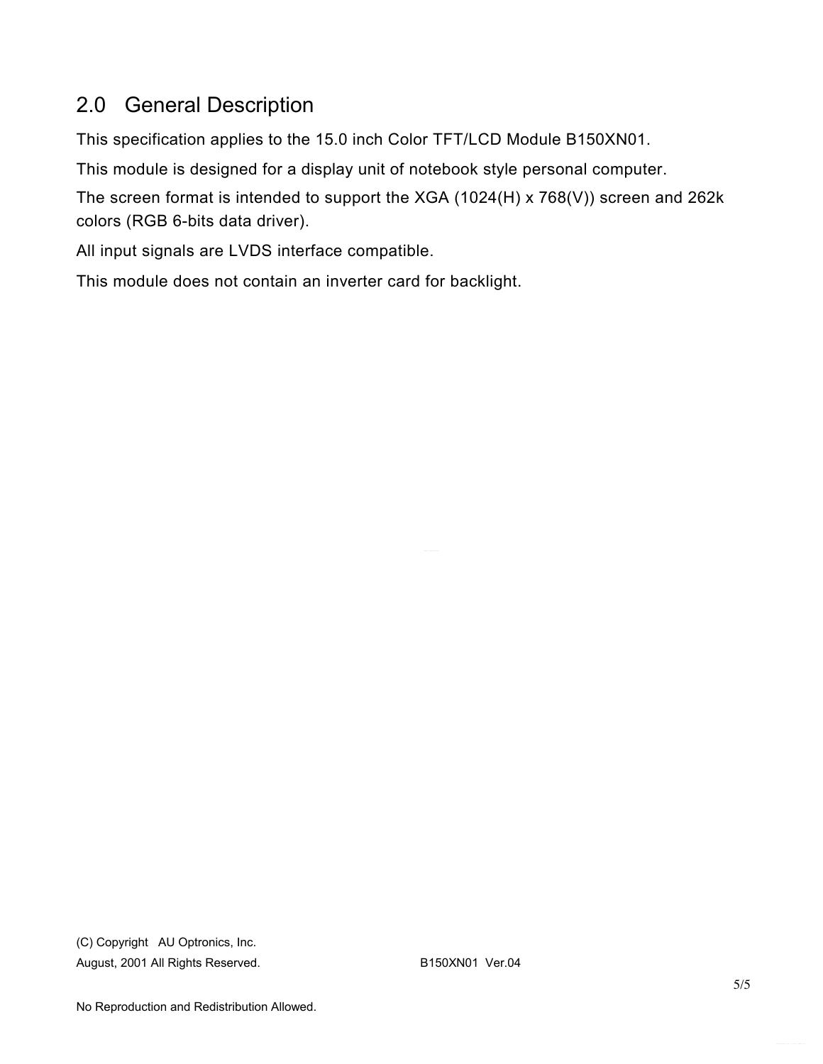## 2.0 General Description

This specification applies to the 15.0 inch Color TFT/LCD Module B150XN01.

This module is designed for a display unit of notebook style personal computer.

The screen format is intended to support the XGA (1024(H) x 768(V)) screen and 262k colors (RGB 6-bits data driver).

All input signals are LVDS interface compatible.

This module does not contain an inverter card for backlight.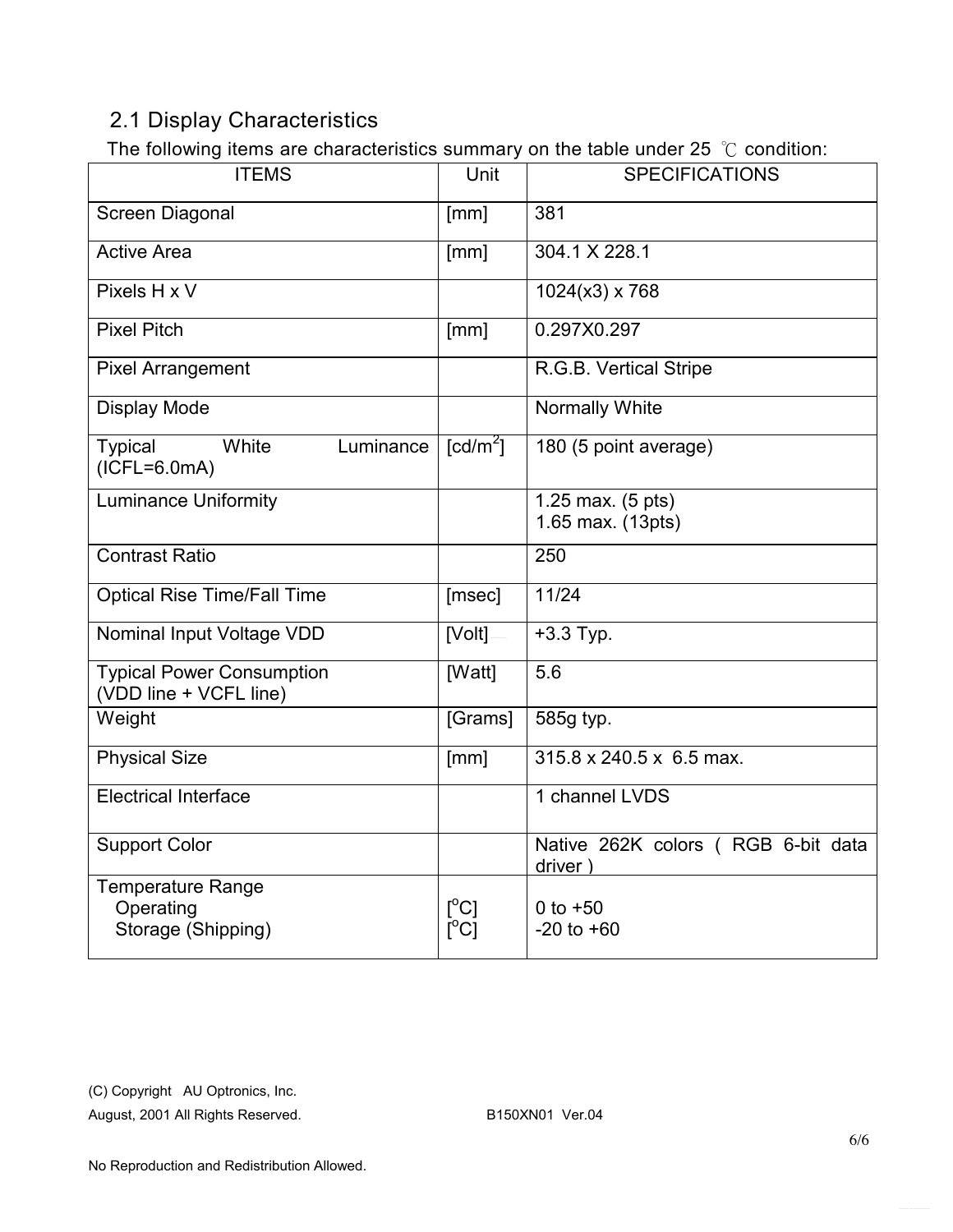## 2.1 Display Characteristics

The following items are characteristics summary on the table under 25 ℃ condition:

| ITEMS | Unit | SPECIFICATIONS |
|---|---|---|
| Screen Diagonal | [mm] | 381 |
| Active Area | [mm] | 304.1 X 228.1 |
| Pixels H x V | | 1024(x3) x 768 |
| Pixel Pitch | [mm] | 0.297X0.297 |
| Pixel Arrangement | | R.G.B. Vertical Stripe |
| Display Mode | | Normally White |
| Typical White Luminance (ICFL=6.0mA) | [cd/m$^2$] | 180 (5 point average) |
| Luminance Uniformity | | 1.25 max. (5 pts)<br>1.65 max. (13pts) |
| Contrast Ratio | | 250 |
| Optical Rise Time/Fall Time | [msec] | 11/24 |
| Nominal Input Voltage VDD | [Volt] | +3.3 Typ. |
| Typical Power Consumption (VDD line + VCFL line) | [Watt] | 5.6 |
| Weight | [Grams] | 585g typ. |
| Physical Size | [mm] | 315.8 x 240.5 x 6.5 max. |
| Electrical Interface | | 1 channel LVDS |
| Support Color | | Native 262K colors ( RGB 6-bit data driver ) |
| Temperature Range<br>Operating<br>Storage (Shipping) | <br>[$^o$C]<br>[$^o$C] | <br>0 to +50<br>-20 to +60 |

(C) Copyright AU Optronics, Inc.
August, 2001 All Rights Reserved. B150XN01 Ver.04

No Reproduction and Redistribution Allowed.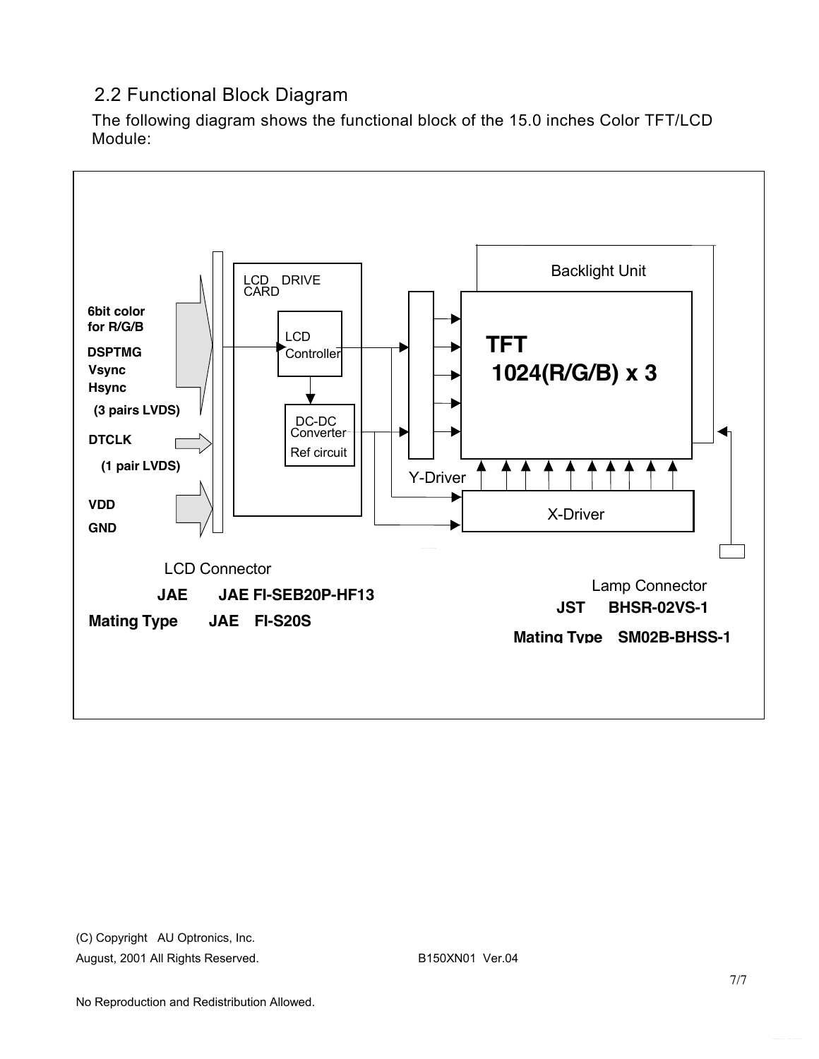## 2.2 Functional Block Diagram

The following diagram shows the functional block of the 15.0 inches Color TFT/LCD Module:

**6bit color for R/G/B**

**DSPTMG**

**Vsync**

**Hsync**

**(3 pairs LVDS)**

**DTCLK**

**(1 pair LVDS)**

**VDD**

**GND**

LCD DRIVE CARD

LCD Controller

DC-DC Converter

Ref circuit

Backlight Unit

**TFT**

**1024(R/G/B) x 3**

Y-Driver

X-Driver

LCD Connector

**JAE JAE FI-SEB20P-HF13**

**Mating Type JAE FI-S20S**

Lamp Connector

**JST BHSR-02VS-1**

**Mating Type SM02B-BHSS-1**

(C) Copyright AU Optronics, Inc.
August, 2001 All Rights Reserved.

B150XN01 Ver.04

No Reproduction and Redistribution Allowed.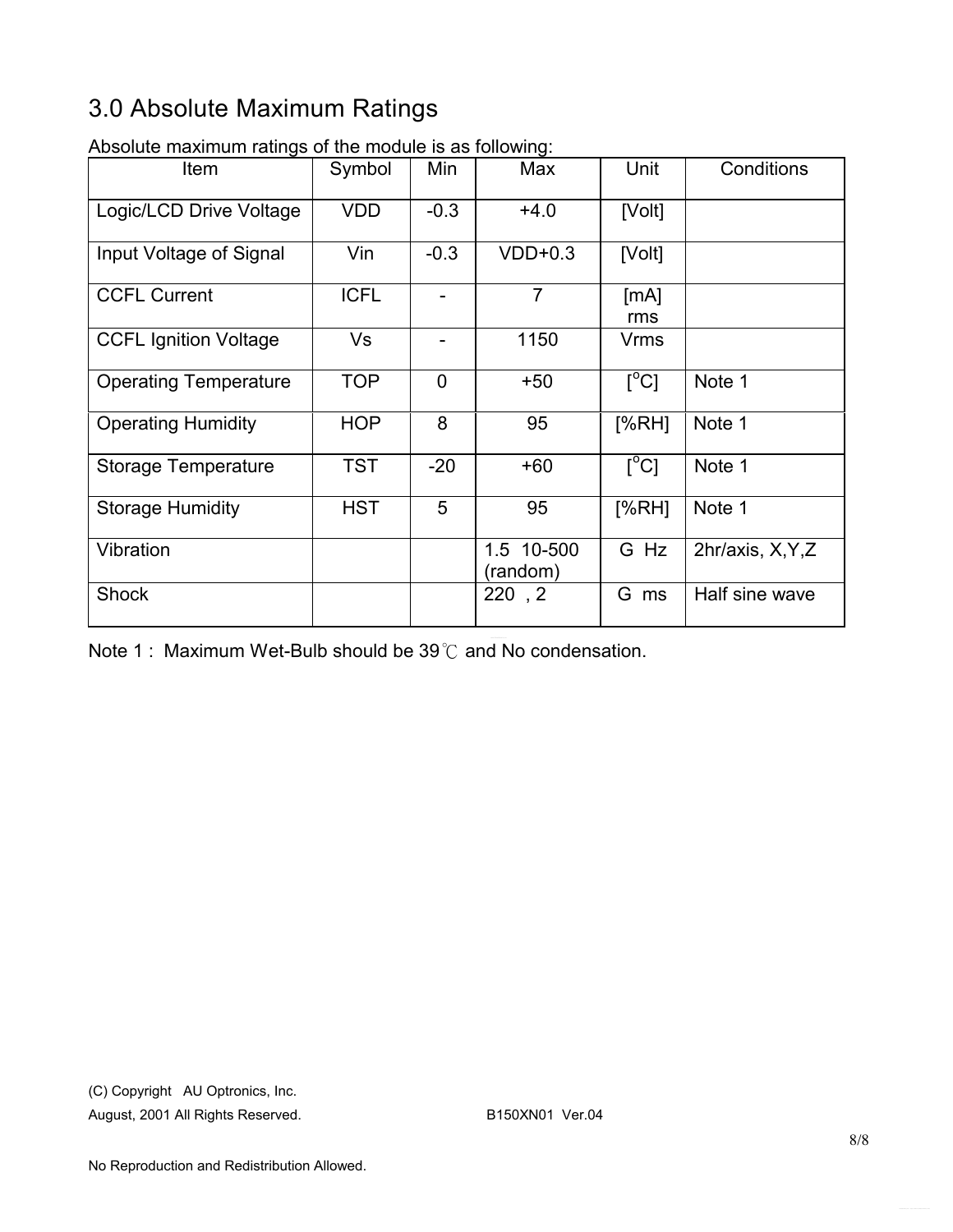# 3.0 Absolute Maximum Ratings

Absolute maximum ratings of the module is as following:

| Item | Symbol | Min | Max | Unit | Conditions |
|---|---|---|---|---|---|
| Logic/LCD Drive Voltage | VDD | -0.3 | +4.0 | [Volt] | |
| Input Voltage of Signal | Vin | -0.3 | VDD+0.3 | [Volt] | |
| CCFL Current | ICFL | - | 7 | [mA] rms | |
| CCFL Ignition Voltage | Vs | - | 1150 | Vrms | |
| Operating Temperature | TOP | 0 | +50 | [$^{o}$C] | Note 1 |
| Operating Humidity | HOP | 8 | 95 | [%RH] | Note 1 |
| Storage Temperature | TST | -20 | +60 | [$^{o}$C] | Note 1 |
| Storage Humidity | HST | 5 | 95 | [%RH] | Note 1 |
| Vibration | | | 1.5 10-500 (random) | G Hz | 2hr/axis, X,Y,Z |
| Shock | | | 220 , 2 | G ms | Half sine wave |

Note 1 : Maximum Wet-Bulb should be 39℃ and No condensation.

(C) Copyright AU Optronics, Inc.
August, 2001 All Rights Reserved. B150XN01 Ver.04

No Reproduction and Redistribution Allowed.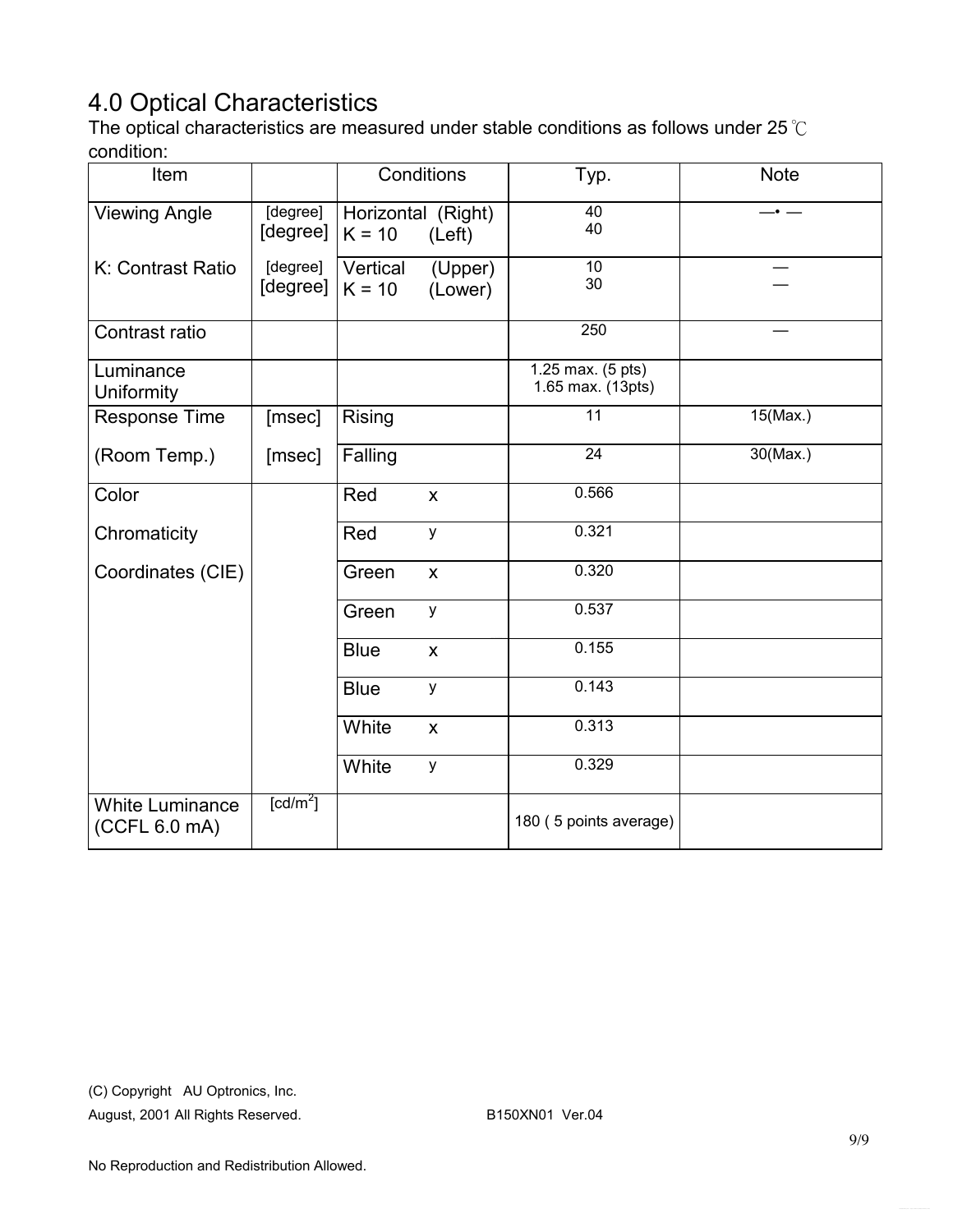# 4.0 Optical Characteristics

The optical characteristics are measured under stable conditions as follows under 25℃ condition:

| Item | | Conditions | Typ. | Note |
|---|---|---|---|---|
| Viewing Angle | [degree] [degree] | Horizontal (Right) K = 10 (Left) | 40 40 | —• — |
| K: Contrast Ratio | [degree] [degree] | Vertical (Upper) K = 10 (Lower) | 10 30 | — — |
| Contrast ratio | | | 250 | — |
| Luminance Uniformity | | | 1.25 max. (5 pts) 1.65 max. (13pts) | |
| Response Time | [msec] | Rising | 11 | 15(Max.) |
| (Room Temp.) | [msec] | Falling | 24 | 30(Max.) |
| Color | | Red x | 0.566 | |
| Chromaticity | | Red y | 0.321 | |
| Coordinates (CIE) | | Green x | 0.320 | |
| | | Green y | 0.537 | |
| | | Blue x | 0.155 | |
| | | Blue y | 0.143 | |
| | | White x | 0.313 | |
| | | White y | 0.329 | |
| White Luminance (CCFL 6.0 mA) | [cd/m$^2$] | | 180 ( 5 points average) | |

(C) Copyright AU Optronics, Inc.
August, 2001 All Rights Reserved. B150XN01 Ver.04

No Reproduction and Redistribution Allowed.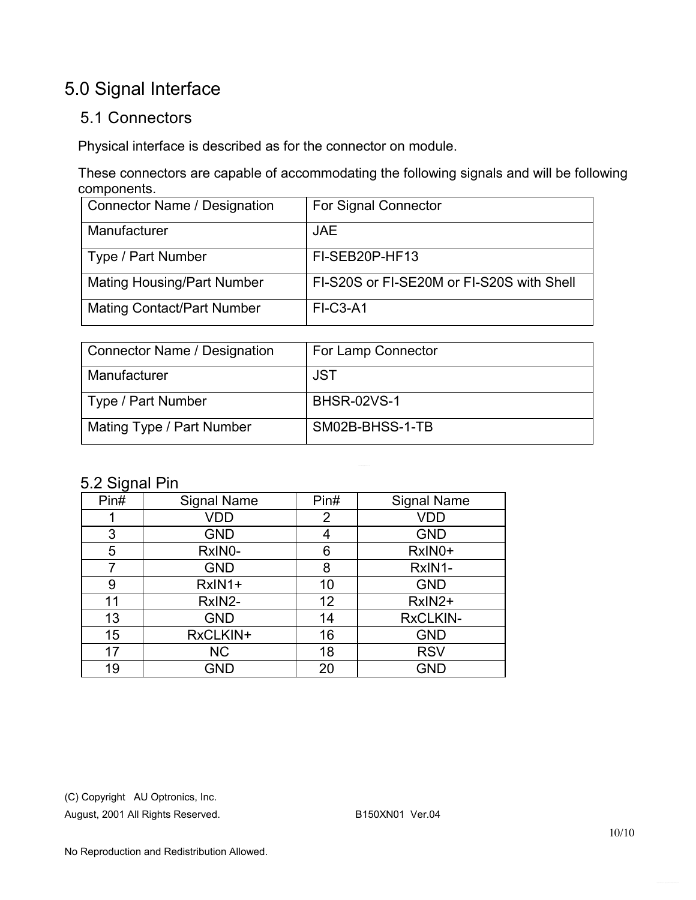# 5.0 Signal Interface

## 5.1 Connectors

Physical interface is described as for the connector on module.

These connectors are capable of accommodating the following signals and will be following components.

| Connector Name / Designation | For Signal Connector |
|---|---|
| Manufacturer | JAE |
| Type / Part Number | FI-SEB20P-HF13 |
| Mating Housing/Part Number | FI-S20S or FI-SE20M or FI-S20S with Shell |
| Mating Contact/Part Number | FI-C3-A1 |

| Connector Name / Designation | For Lamp Connector |
|---|---|
| Manufacturer | JST |
| Type / Part Number | BHSR-02VS-1 |
| Mating Type / Part Number | SM02B-BHSS-1-TB |

## 5.2 Signal Pin

| Pin# | Signal Name | Pin# | Signal Name |
|---|---|---|---|
| 1 | VDD | 2 | VDD |
| 3 | GND | 4 | GND |
| 5 | RxIN0- | 6 | RxIN0+ |
| 7 | GND | 8 | RxIN1- |
| 9 | RxIN1+ | 10 | GND |
| 11 | RxIN2- | 12 | RxIN2+ |
| 13 | GND | 14 | RxCLKIN- |
| 15 | RxCLKIN+ | 16 | GND |
| 17 | NC | 18 | RSV |
| 19 | GND | 20 | GND |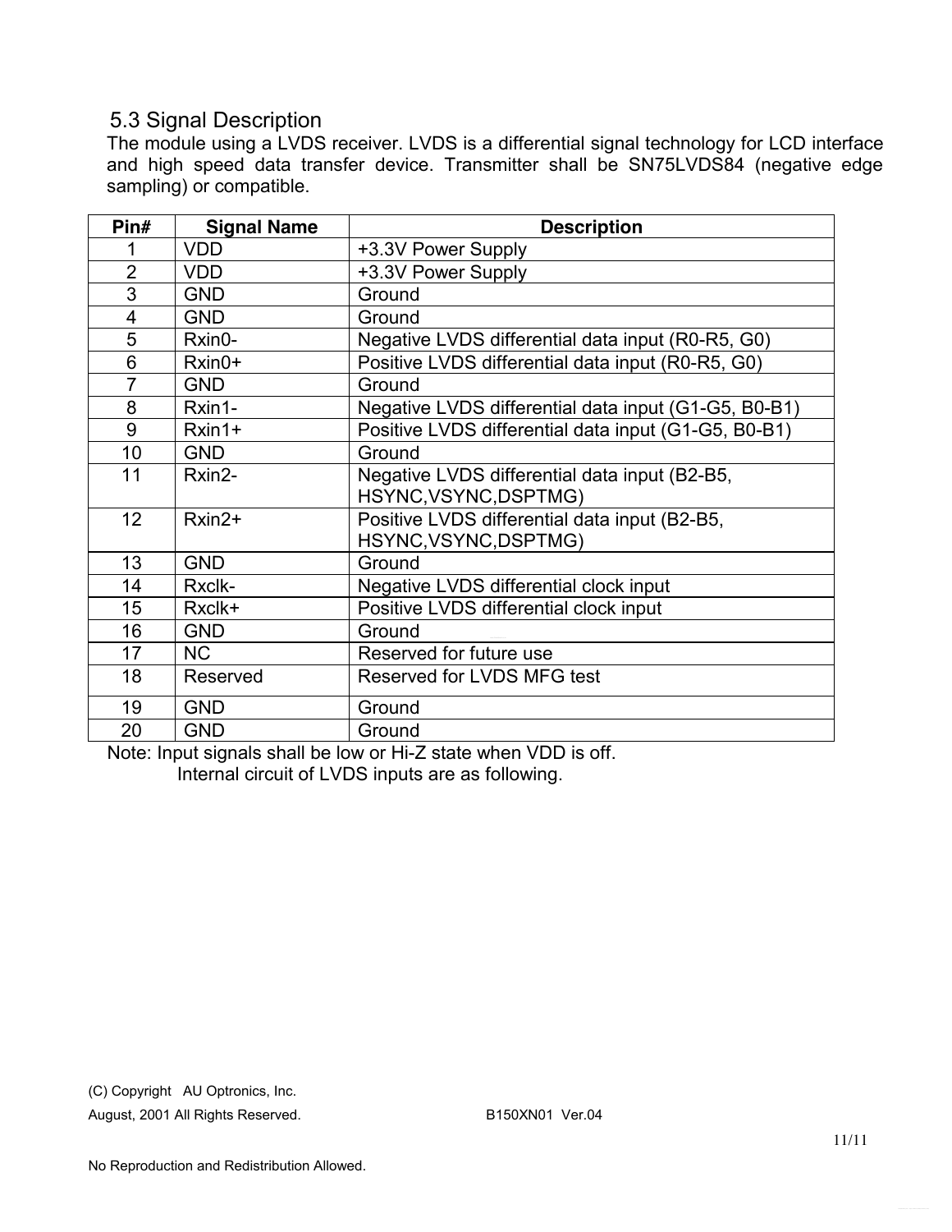## 5.3 Signal Description

The module using a LVDS receiver. LVDS is a differential signal technology for LCD interface and high speed data transfer device. Transmitter shall be SN75LVDS84 (negative edge sampling) or compatible.

| Pin# | Signal Name | Description |
|---|---|---|
| 1 | VDD | +3.3V Power Supply |
| 2 | VDD | +3.3V Power Supply |
| 3 | GND | Ground |
| 4 | GND | Ground |
| 5 | Rxin0- | Negative LVDS differential data input (R0-R5, G0) |
| 6 | Rxin0+ | Positive LVDS differential data input (R0-R5, G0) |
| 7 | GND | Ground |
| 8 | Rxin1- | Negative LVDS differential data input (G1-G5, B0-B1) |
| 9 | Rxin1+ | Positive LVDS differential data input (G1-G5, B0-B1) |
| 10 | GND | Ground |
| 11 | Rxin2- | Negative LVDS differential data input (B2-B5, HSYNC,VSYNC,DSPTMG) |
| 12 | Rxin2+ | Positive LVDS differential data input (B2-B5, HSYNC,VSYNC,DSPTMG) |
| 13 | GND | Ground |
| 14 | Rxclk- | Negative LVDS differential clock input |
| 15 | Rxclk+ | Positive LVDS differential clock input |
| 16 | GND | Ground |
| 17 | NC | Reserved for future use |
| 18 | Reserved | Reserved for LVDS MFG test |
| 19 | GND | Ground |
| 20 | GND | Ground |

Note: Input signals shall be low or Hi-Z state when VDD is off.
Internal circuit of LVDS inputs are as following.

(C) Copyright AU Optronics, Inc.
August, 2001 All Rights Reserved. B150XN01 Ver.04

No Reproduction and Redistribution Allowed.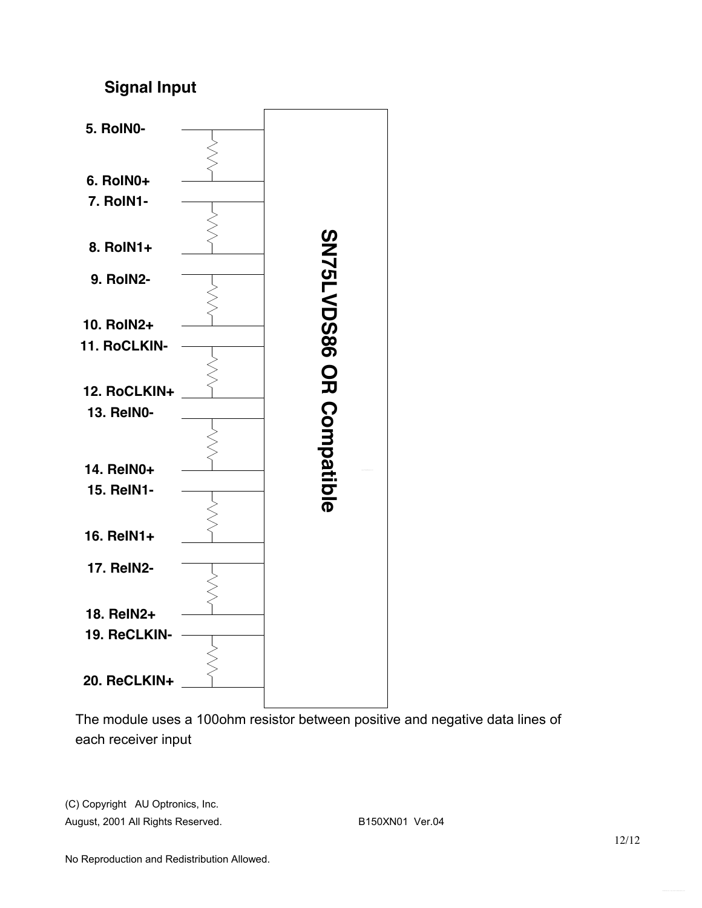## Signal Input

5. RoIN0-
6. RoIN0+
7. RoIN1-
8. RoIN1+
9. RoIN2-
10. RoIN2+
11. RoCLKIN-
12. RoCLKIN+
13. ReIN0-
14. ReIN0+
15. ReIN1-
16. ReIN1+
17. ReIN2-
18. ReIN2+
19. ReCLKIN-
20. ReCLKIN+

SN75LVDS86 OR Compatible

The module uses a 100ohm resistor between positive and negative data lines of each receiver input

(C) Copyright AU Optronics, Inc.
August, 2001 All Rights Reserved. B150XN01 Ver.04

No Reproduction and Redistribution Allowed.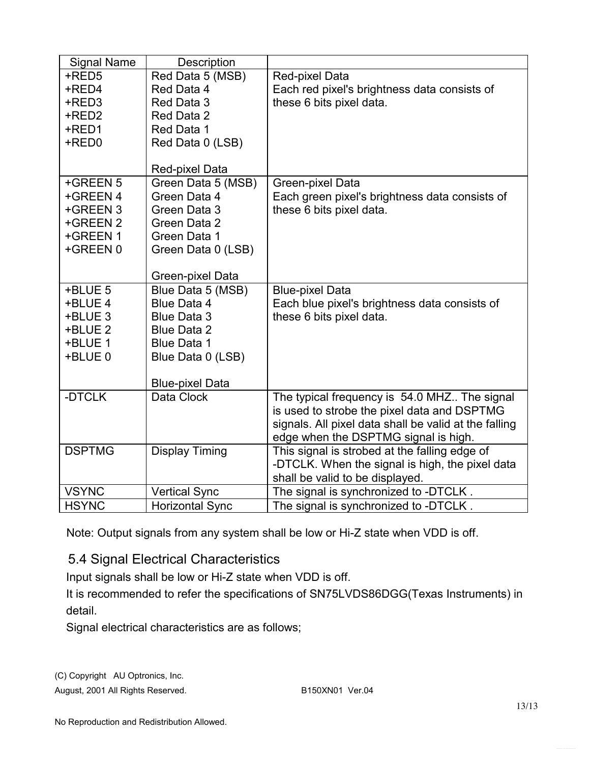| Signal Name | Description | |
|---|---|---|
| +RED5<br>+RED4<br>+RED3<br>+RED2<br>+RED1<br>+RED0 | Red Data 5 (MSB)<br>Red Data 4<br>Red Data 3<br>Red Data 2<br>Red Data 1<br>Red Data 0 (LSB)<br><br>Red-pixel Data | Red-pixel Data<br>Each red pixel's brightness data consists of these 6 bits pixel data. |
| +GREEN 5<br>+GREEN 4<br>+GREEN 3<br>+GREEN 2<br>+GREEN 1<br>+GREEN 0 | Green Data 5 (MSB)<br>Green Data 4<br>Green Data 3<br>Green Data 2<br>Green Data 1<br>Green Data 0 (LSB)<br><br>Green-pixel Data | Green-pixel Data<br>Each green pixel's brightness data consists of these 6 bits pixel data. |
| +BLUE 5<br>+BLUE 4<br>+BLUE 3<br>+BLUE 2<br>+BLUE 1<br>+BLUE 0 | Blue Data 5 (MSB)<br>Blue Data 4<br>Blue Data 3<br>Blue Data 2<br>Blue Data 1<br>Blue Data 0 (LSB)<br><br>Blue-pixel Data | Blue-pixel Data<br>Each blue pixel's brightness data consists of these 6 bits pixel data. |
| -DTCLK | Data Clock | The typical frequency is 54.0 MHZ.. The signal is used to strobe the pixel data and DSPTMG signals. All pixel data shall be valid at the falling edge when the DSPTMG signal is high. |
| DSPTMG | Display Timing | This signal is strobed at the falling edge of -DTCLK. When the signal is high, the pixel data shall be valid to be displayed. |
| VSYNC | Vertical Sync | The signal is synchronized to -DTCLK . |
| HSYNC | Horizontal Sync | The signal is synchronized to -DTCLK . |

Note: Output signals from any system shall be low or Hi-Z state when VDD is off.

## 5.4 Signal Electrical Characteristics

Input signals shall be low or Hi-Z state when VDD is off.

It is recommended to refer the specifications of SN75LVDS86DGG(Texas Instruments) in detail.

Signal electrical characteristics are as follows;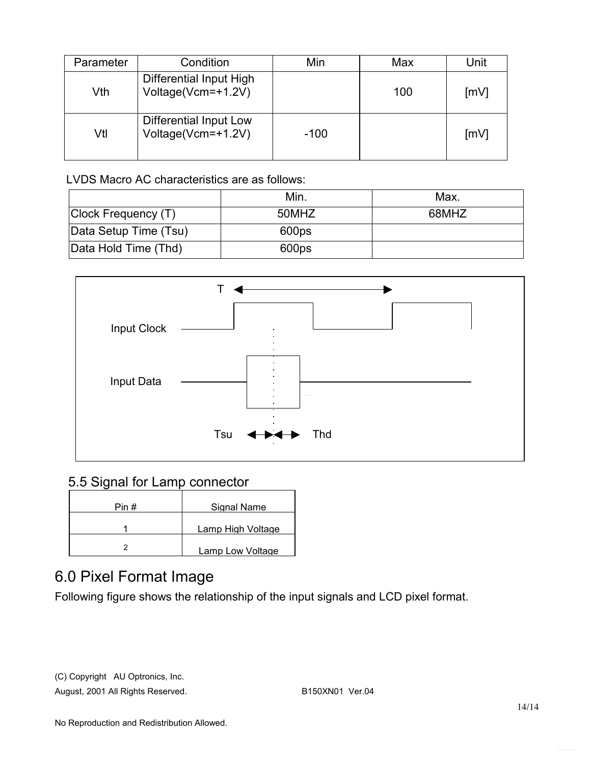| Parameter | Condition | Min | Max | Unit |
| --- | --- | --- | --- | --- |
| Vth | Differential Input High Voltage(Vcm=+1.2V) | | 100 | [mV] |
| Vtl | Differential Input Low Voltage(Vcm=+1.2V) | -100 | | [mV] |

LVDS Macro AC characteristics are as follows:

| | Min. | Max. |
| --- | --- | --- |
| Clock Frequency (T) | 50MHZ | 68MHZ |
| Data Setup Time (Tsu) | 600ps | |
| Data Hold Time (Thd) | 600ps | |

T

Input Clock

Input Data

Tsu Thd

## 5.5 Signal for Lamp connector

| Pin # | Signal Name |
| --- | --- |
| 1 | Lamp High Voltage |
| 2 | Lamp Low Voltage |

# 6.0 Pixel Format Image

Following figure shows the relationship of the input signals and LCD pixel format.

(C) Copyright AU Optronics, Inc.
August, 2001 All Rights Reserved. B150XN01 Ver.04

No Reproduction and Redistribution Allowed.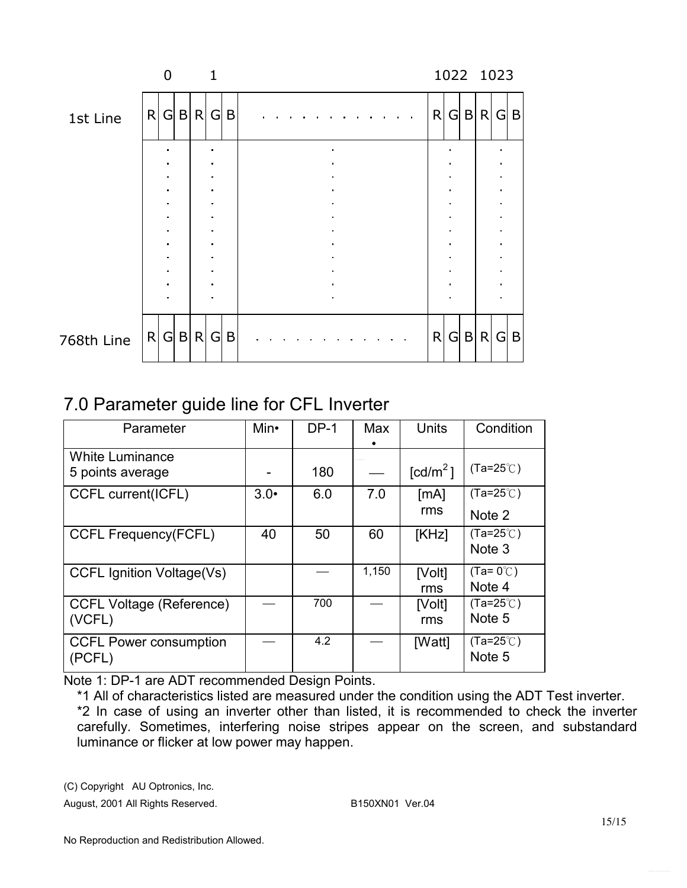|  | 0 |  |  |  | 1 |  |  | 1022 |  |  | 1023 |  |  |
|---|---|---|---|---|---|---|---|---|---|---|---|---|---|
| 1st Line | R | G | B | R | G | B | . . . . . . . . . . . . | R | G | B | R | G | B |
|  | . |  |  | . |  |  | . | . |  |  | . |  |  |
| 768th Line | R | G | B | R | G | B | . . . . . . . . . . . . | R | G | B | R | G | B |

## 7.0 Parameter guide line for CFL Inverter

| Parameter | Min• | DP-1 | Max• | Units | Condition |
|---|---|---|---|---|---|
| White Luminance 5 points average | - | 180 | — | [cd/m$^2$] | (Ta=25℃) |
| CCFL current(ICFL) | 3.0• | 6.0 | 7.0 | [mA] rms | (Ta=25℃) Note 2 |
| CCFL Frequency(FCFL) | 40 | 50 | 60 | [KHz] | (Ta=25℃) Note 3 |
| CCFL Ignition Voltage(Vs) |  | — | 1,150 | [Volt] rms | (Ta= 0℃) Note 4 |
| CCFL Voltage (Reference) (VCFL) | — | 700 | — | [Volt] rms | (Ta=25℃) Note 5 |
| CCFL Power consumption (PCFL) | — | 4.2 | — | [Watt] | (Ta=25℃) Note 5 |

Note 1: DP-1 are ADT recommended Design Points.

*1 All of characteristics listed are measured under the condition using the ADT Test inverter.

*2 In case of using an inverter other than listed, it is recommended to check the inverter carefully. Sometimes, interfering noise stripes appear on the screen, and substandard luminance or flicker at low power may happen.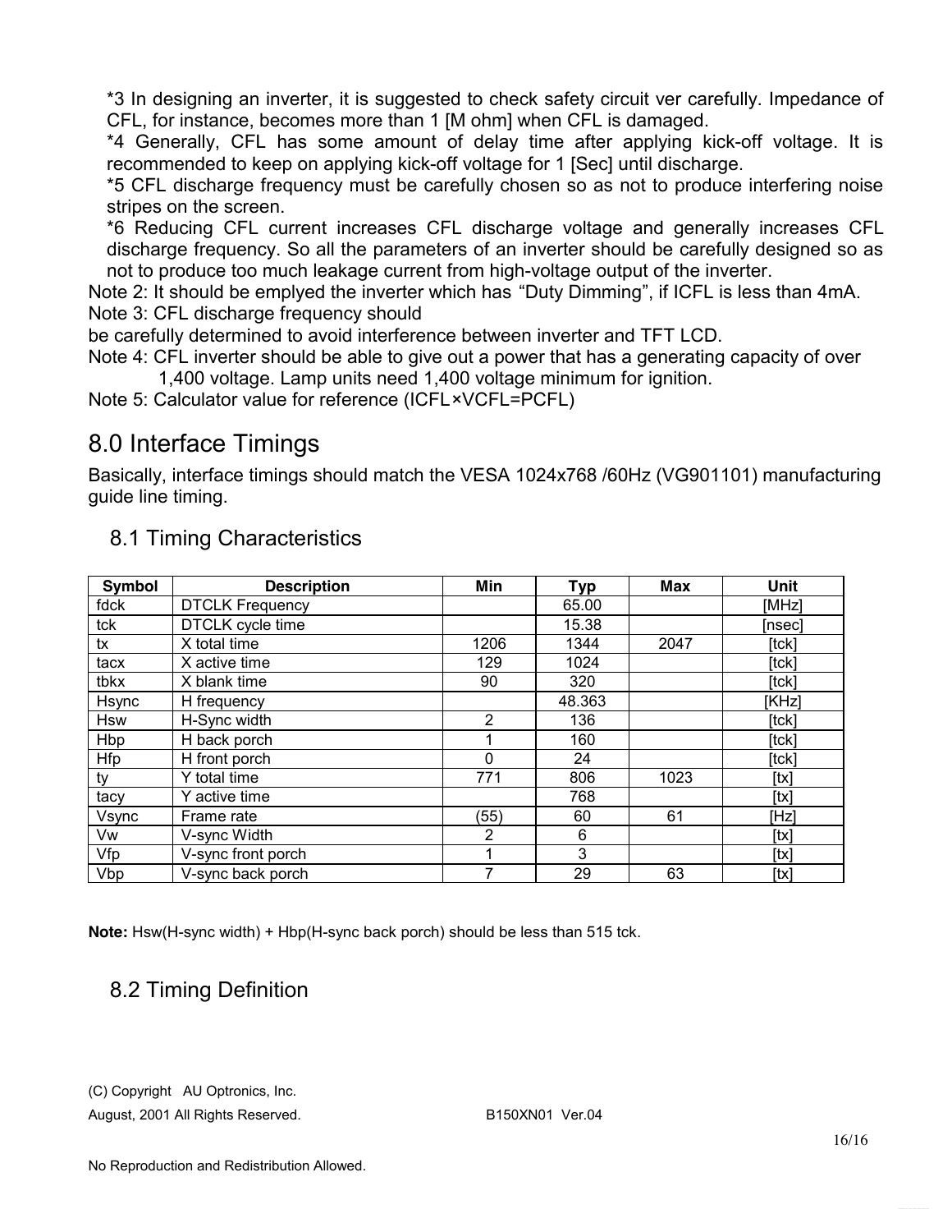*3 In designing an inverter, it is suggested to check safety circuit ver carefully. Impedance of CFL, for instance, becomes more than 1 [M ohm] when CFL is damaged.

*4 Generally, CFL has some amount of delay time after applying kick-off voltage. It is recommended to keep on applying kick-off voltage for 1 [Sec] until discharge.

*5 CFL discharge frequency must be carefully chosen so as not to produce interfering noise stripes on the screen.

*6 Reducing CFL current increases CFL discharge voltage and generally increases CFL discharge frequency. So all the parameters of an inverter should be carefully designed so as not to produce too much leakage current from high-voltage output of the inverter.

Note 2: It should be emplyed the inverter which has "Duty Dimming", if ICFL is less than 4mA.

Note 3: CFL discharge frequency should be carefully determined to avoid interference between inverter and TFT LCD.

Note 4: CFL inverter should be able to give out a power that has a generating capacity of over 1,400 voltage. Lamp units need 1,400 voltage minimum for ignition.

Note 5: Calculator value for reference (ICFL×VCFL=PCFL)

# 8.0 Interface Timings

Basically, interface timings should match the VESA 1024x768 /60Hz (VG901101) manufacturing guide line timing.

## 8.1 Timing Characteristics

| Symbol | Description | Min | Typ | Max | Unit |
|---|---|---|---|---|---|
| fdck | DTCLK Frequency | | 65.00 | | [MHz] |
| tck | DTCLK cycle time | | 15.38 | | [nsec] |
| tx | X total time | 1206 | 1344 | 2047 | [tck] |
| tacx | X active time | 129 | 1024 | | [tck] |
| tbkx | X blank time | 90 | 320 | | [tck] |
| Hsync | H frequency | | 48.363 | | [KHz] |
| Hsw | H-Sync width | 2 | 136 | | [tck] |
| Hbp | H back porch | 1 | 160 | | [tck] |
| Hfp | H front porch | 0 | 24 | | [tck] |
| ty | Y total time | 771 | 806 | 1023 | [tx] |
| tacy | Y active time | | 768 | | [tx] |
| Vsync | Frame rate | (55) | 60 | 61 | [Hz] |
| Vw | V-sync Width | 2 | 6 | | [tx] |
| Vfp | V-sync front porch | 1 | 3 | | [tx] |
| Vbp | V-sync back porch | 7 | 29 | 63 | [tx] |

**Note:** Hsw(H-sync width) + Hbp(H-sync back porch) should be less than 515 tck.

## 8.2 Timing Definition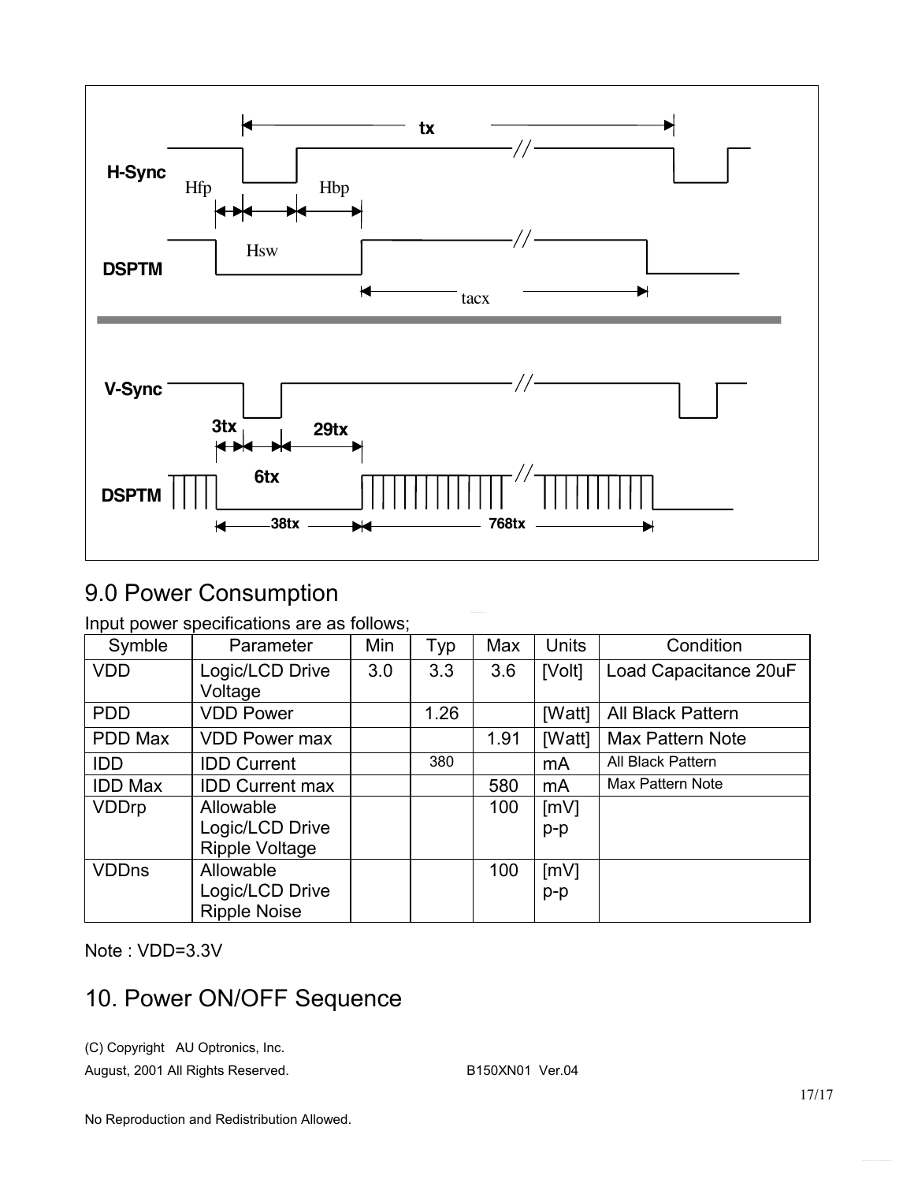## 9.0 Power Consumption

Input power specifications are as follows;

| Symble | Parameter | Min | Typ | Max | Units | Condition |
|---|---|---|---|---|---|---|
| VDD | Logic/LCD Drive Voltage | 3.0 | 3.3 | 3.6 | [Volt] | Load Capacitance 20uF |
| PDD | VDD Power | | 1.26 | | [Watt] | All Black Pattern |
| PDD Max | VDD Power max | | | 1.91 | [Watt] | Max Pattern Note |
| IDD | IDD Current | | 380 | | mA | All Black Pattern |
| IDD Max | IDD Current max | | | 580 | mA | Max Pattern Note |
| VDDrp | Allowable Logic/LCD Drive Ripple Voltage | | | 100 | [mV] p-p | |
| VDDns | Allowable Logic/LCD Drive Ripple Noise | | | 100 | [mV] p-p | |

Note : VDD=3.3V

## 10. Power ON/OFF Sequence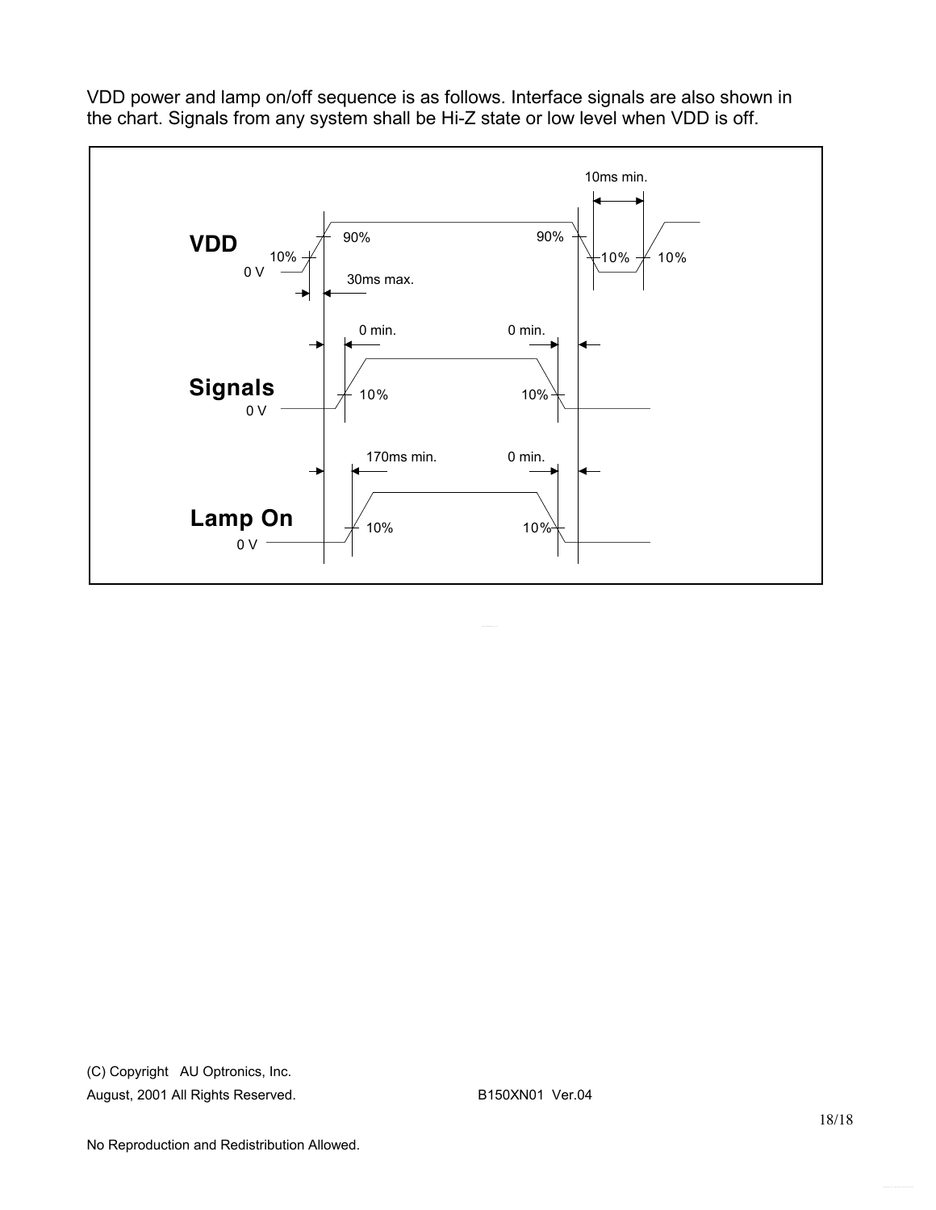VDD power and lamp on/off sequence is as follows. Interface signals are also shown in the chart. Signals from any system shall be Hi-Z state or low level when VDD is off.

**VDD**

0 V

10% — 90% — 30ms max. — 90% — 10% — 10ms min. — 10%

**Signals**

0 V

0 min. — 10% — 0 min. — 10%

**Lamp On**

0 V

170ms min. — 10% — 0 min. — 10%

(C) Copyright AU Optronics, Inc.
August, 2001 All Rights Reserved. B150XN01 Ver.04

No Reproduction and Redistribution Allowed.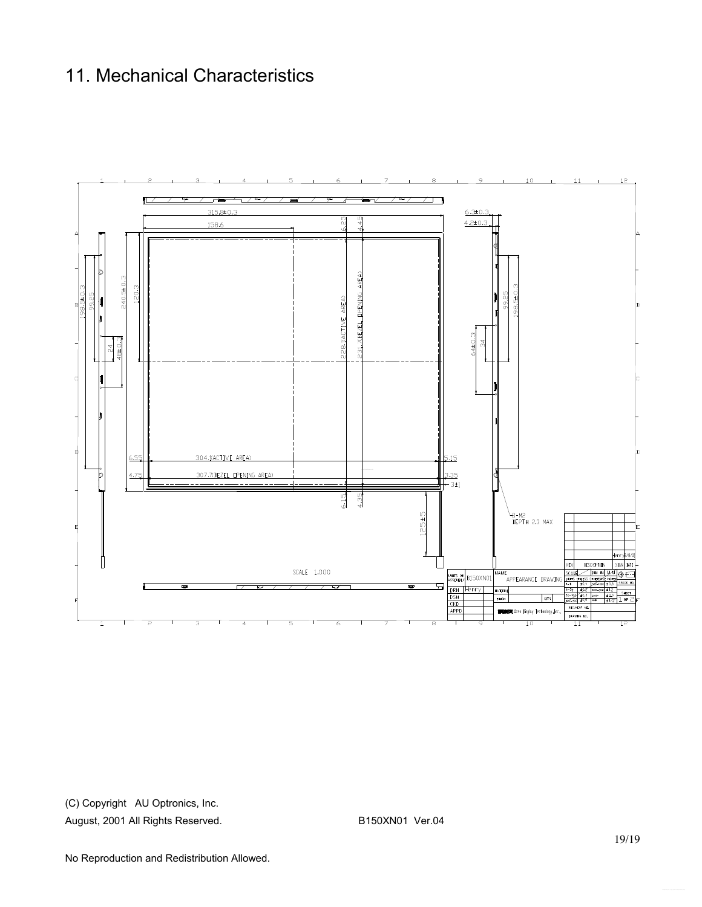# 11. Mechanical Characteristics

315.8±0.3

158.6

6.25

4.45

6.3±0.3

4.8±0.3

198.1±0.3

99.25

240.0±0.3

120.3

228.1(ACTIVE AREA)

231.X(BEZEL OPENING AREA)

24

40±0.3

64±0.3

34

99.25

198.1±0.3

6.95

304.1(ACTIVE AREA)

5.15

4.75

307.X(BEZEL OPENING AREA)

3.35

3±1

6.15

4.35

125±5

8-M2
DEPTH 2.3 MAX

SCALE 1.000

| UNITS OR ASSEMBLY | B150XN01 | NAME | APPEARANCE DRAWING |
|---|---|---|---|
| DRN | Henry | MATERIAL | |
| DSN | | FINISH | QTY |
| CKD | | | |
| APPD | | Acer Display Technology,Inc. | |

| REV | DESCRIPTION | SIGN | DATE |
|---|---|---|---|
| | | Henry | 8/8/01 |

SHEET 1 OF 2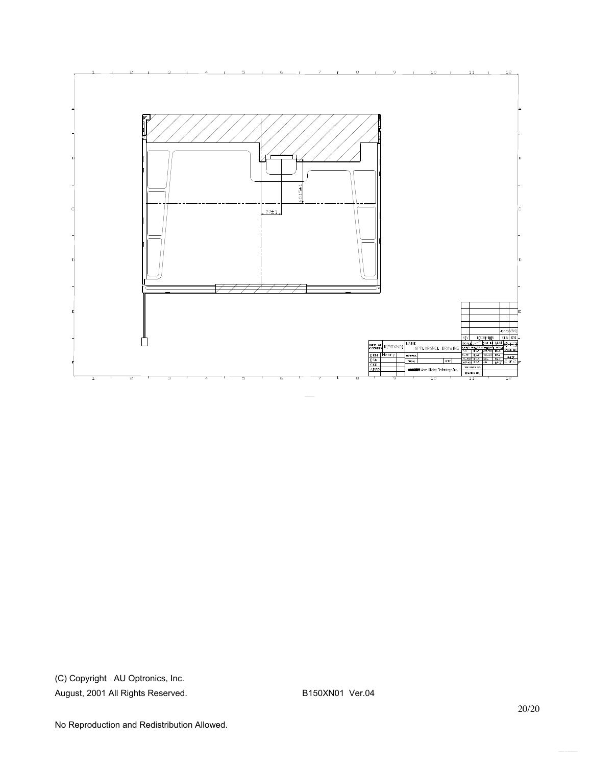27±1

60.15±1

| | |
|---|---|
| UNITS OF MEASURE | B150XN01 |
| DRN | Henry |
| DSN | |
| CKD | |
| APPD | |

NAME APPEARANCE DRAWING

Acer Display Technology, Inc.

(C) Copyright AU Optronics, Inc.

August, 2001 All Rights Reserved. B150XN01 Ver.04

No Reproduction and Redistribution Allowed.